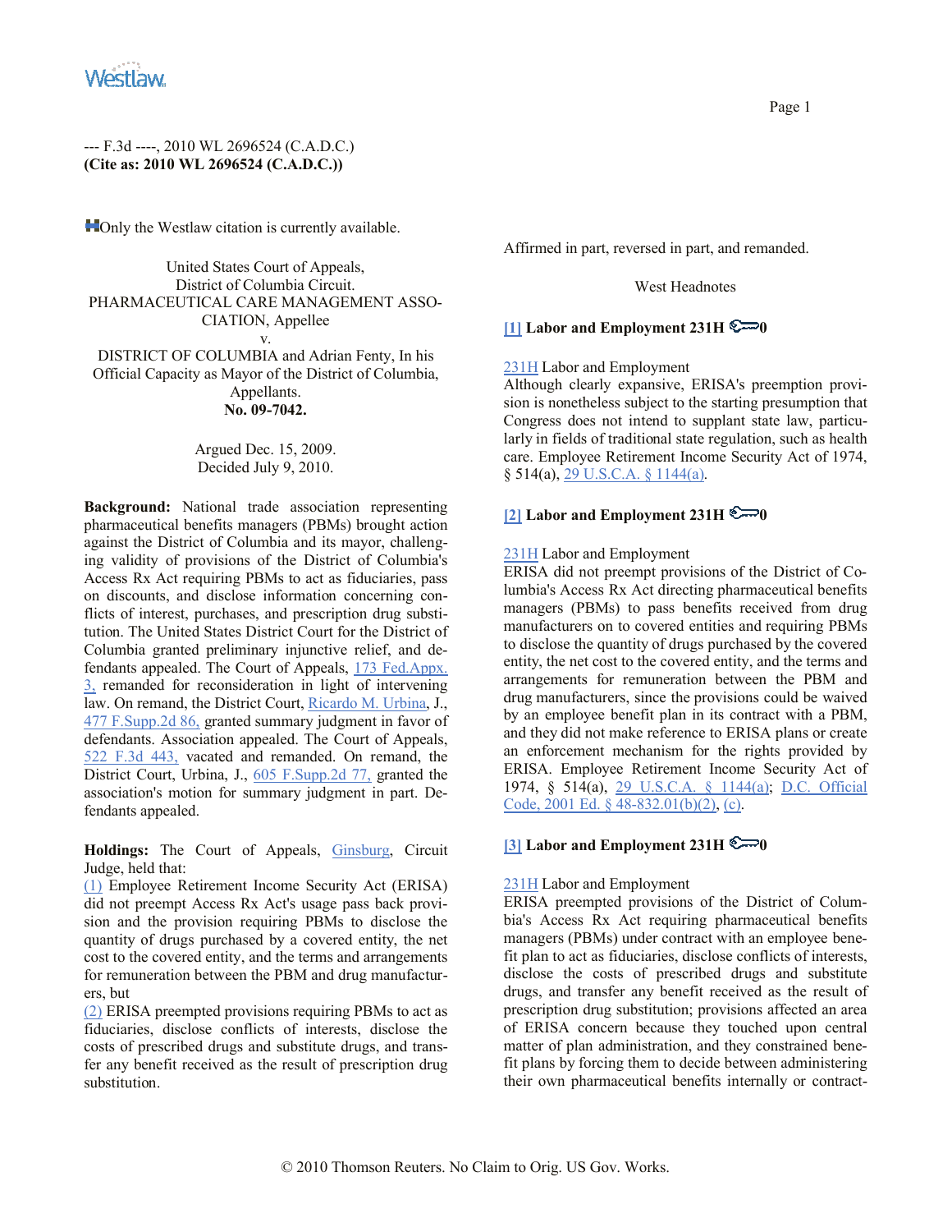--- F.3d ----, 2010 WL 2696524 (C.A.D.C.)
**(Cite as: 2010 WL 2696524 (C.A.D.C.))**

Only the Westlaw citation is currently available.

United States Court of Appeals,
District of Columbia Circuit.
PHARMACEUTICAL CARE MANAGEMENT ASSOCIATION, Appellee
v.
DISTRICT OF COLUMBIA and Adrian Fenty, In his Official Capacity as Mayor of the District of Columbia, Appellants.
**No. 09-7042.**

Argued Dec. 15, 2009.
Decided July 9, 2010.

**Background:** National trade association representing pharmaceutical benefits managers (PBMs) brought action against the District of Columbia and its mayor, challenging validity of provisions of the District of Columbia's Access Rx Act requiring PBMs to act as fiduciaries, pass on discounts, and disclose information concerning conflicts of interest, purchases, and prescription drug substitution. The United States District Court for the District of Columbia granted preliminary injunctive relief, and defendants appealed. The Court of Appeals, 173 Fed.Appx. 3, remanded for reconsideration in light of intervening law. On remand, the District Court, Ricardo M. Urbina, J., 477 F.Supp.2d 86, granted summary judgment in favor of defendants. Association appealed. The Court of Appeals, 522 F.3d 443, vacated and remanded. On remand, the District Court, Urbina, J., 605 F.Supp.2d 77, granted the association's motion for summary judgment in part. Defendants appealed.

**Holdings:** The Court of Appeals, Ginsburg, Circuit Judge, held that:

(1) Employee Retirement Income Security Act (ERISA) did not preempt Access Rx Act's usage pass back provision and the provision requiring PBMs to disclose the quantity of drugs purchased by a covered entity, the net cost to the covered entity, and the terms and arrangements for remuneration between the PBM and drug manufacturers, but

(2) ERISA preempted provisions requiring PBMs to act as fiduciaries, disclose conflicts of interests, disclose the costs of prescribed drugs and substitute drugs, and transfer any benefit received as the result of prescription drug substitution.

Affirmed in part, reversed in part, and remanded.

West Headnotes

**[1] Labor and Employment 231H 0**

231H Labor and Employment
Although clearly expansive, ERISA's preemption provision is nonetheless subject to the starting presumption that Congress does not intend to supplant state law, particularly in fields of traditional state regulation, such as health care. Employee Retirement Income Security Act of 1974, § 514(a), 29 U.S.C.A. § 1144(a).

**[2] Labor and Employment 231H 0**

231H Labor and Employment
ERISA did not preempt provisions of the District of Columbia's Access Rx Act directing pharmaceutical benefits managers (PBMs) to pass benefits received from drug manufacturers on to covered entities and requiring PBMs to disclose the quantity of drugs purchased by the covered entity, the net cost to the covered entity, and the terms and arrangements for remuneration between the PBM and drug manufacturers, since the provisions could be waived by an employee benefit plan in its contract with a PBM, and they did not make reference to ERISA plans or create an enforcement mechanism for the rights provided by ERISA. Employee Retirement Income Security Act of 1974, § 514(a), 29 U.S.C.A. § 1144(a); D.C. Official Code, 2001 Ed. § 48-832.01(b)(2), (c).

**[3] Labor and Employment 231H 0**

231H Labor and Employment
ERISA preempted provisions of the District of Columbia's Access Rx Act requiring pharmaceutical benefits managers (PBMs) under contract with an employee benefit plan to act as fiduciaries, disclose conflicts of interests, disclose the costs of prescribed drugs and substitute drugs, and transfer any benefit received as the result of prescription drug substitution; provisions affected an area of ERISA concern because they touched upon central matter of plan administration, and they constrained benefit plans by forcing them to decide between administering their own pharmaceutical benefits internally or contract-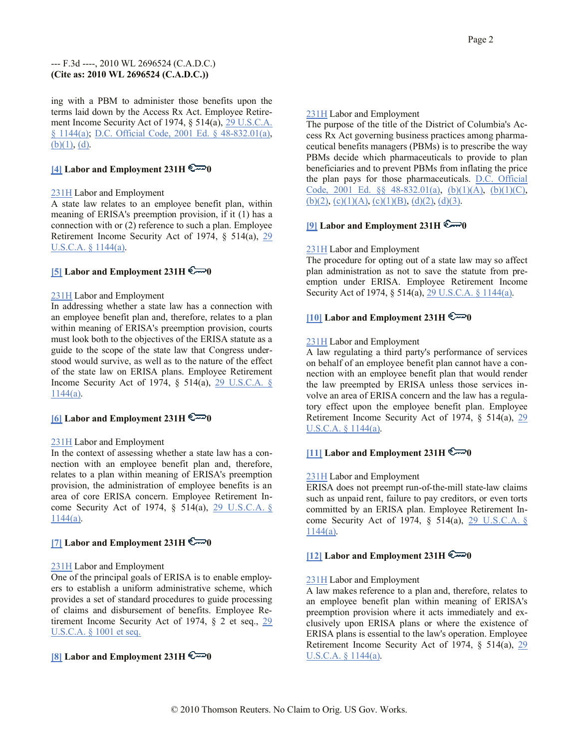ing with a PBM to administer those benefits upon the terms laid down by the Access Rx Act. Employee Retirement Income Security Act of 1974, § 514(a), 29 U.S.C.A. § 1144(a); D.C. Official Code, 2001 Ed. § 48-832.01(a), (b)(1), (d).

**[4] Labor and Employment 231H 0**

231H Labor and Employment
A state law relates to an employee benefit plan, within meaning of ERISA's preemption provision, if it (1) has a connection with or (2) reference to such a plan. Employee Retirement Income Security Act of 1974, § 514(a), 29 U.S.C.A. § 1144(a).

**[5] Labor and Employment 231H 0**

231H Labor and Employment
In addressing whether a state law has a connection with an employee benefit plan and, therefore, relates to a plan within meaning of ERISA's preemption provision, courts must look both to the objectives of the ERISA statute as a guide to the scope of the state law that Congress understood would survive, as well as to the nature of the effect of the state law on ERISA plans. Employee Retirement Income Security Act of 1974, § 514(a), 29 U.S.C.A. § 1144(a).

**[6] Labor and Employment 231H 0**

231H Labor and Employment
In the context of assessing whether a state law has a connection with an employee benefit plan and, therefore, relates to a plan within meaning of ERISA's preemption provision, the administration of employee benefits is an area of core ERISA concern. Employee Retirement Income Security Act of 1974, § 514(a), 29 U.S.C.A. § 1144(a).

**[7] Labor and Employment 231H 0**

231H Labor and Employment
One of the principal goals of ERISA is to enable employers to establish a uniform administrative scheme, which provides a set of standard procedures to guide processing of claims and disbursement of benefits. Employee Retirement Income Security Act of 1974, § 2 et seq., 29 U.S.C.A. § 1001 et seq.

**[8] Labor and Employment 231H 0**

231H Labor and Employment
The purpose of the title of the District of Columbia's Access Rx Act governing business practices among pharmaceutical benefits managers (PBMs) is to prescribe the way PBMs decide which pharmaceuticals to provide to plan beneficiaries and to prevent PBMs from inflating the price the plan pays for those pharmaceuticals. D.C. Official Code, 2001 Ed. §§ 48-832.01(a), (b)(1)(A), (b)(1)(C), (b)(2), (c)(1)(A), (c)(1)(B), (d)(2), (d)(3).

**[9] Labor and Employment 231H 0**

231H Labor and Employment
The procedure for opting out of a state law may so affect plan administration as not to save the statute from preemption under ERISA. Employee Retirement Income Security Act of 1974, § 514(a), 29 U.S.C.A. § 1144(a).

**[10] Labor and Employment 231H 0**

231H Labor and Employment
A law regulating a third party's performance of services on behalf of an employee benefit plan cannot have a connection with an employee benefit plan that would render the law preempted by ERISA unless those services involve an area of ERISA concern and the law has a regulatory effect upon the employee benefit plan. Employee Retirement Income Security Act of 1974, § 514(a), 29 U.S.C.A. § 1144(a).

**[11] Labor and Employment 231H 0**

231H Labor and Employment
ERISA does not preempt run-of-the-mill state-law claims such as unpaid rent, failure to pay creditors, or even torts committed by an ERISA plan. Employee Retirement Income Security Act of 1974, § 514(a), 29 U.S.C.A. § 1144(a).

**[12] Labor and Employment 231H 0**

231H Labor and Employment
A law makes reference to a plan and, therefore, relates to an employee benefit plan within meaning of ERISA's preemption provision where it acts immediately and exclusively upon ERISA plans or where the existence of ERISA plans is essential to the law's operation. Employee Retirement Income Security Act of 1974, § 514(a), 29 U.S.C.A. § 1144(a).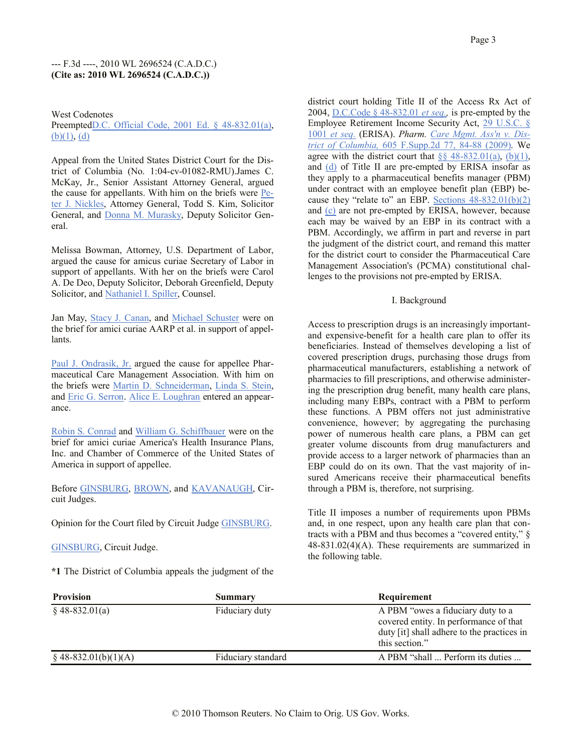West Codenotes
PreemptedD.C. Official Code, 2001 Ed. § 48-832.01(a), (b)(1), (d)

Appeal from the United States District Court for the District of Columbia (No. 1:04-cv-01082-RMU).James C. McKay, Jr., Senior Assistant Attorney General, argued the cause for appellants. With him on the briefs were Peter J. Nickles, Attorney General, Todd S. Kim, Solicitor General, and Donna M. Murasky, Deputy Solicitor General.

Melissa Bowman, Attorney, U.S. Department of Labor, argued the cause for amicus curiae Secretary of Labor in support of appellants. With her on the briefs were Carol A. De Deo, Deputy Solicitor, Deborah Greenfield, Deputy Solicitor, and Nathaniel I. Spiller, Counsel.

Jan May, Stacy J. Canan, and Michael Schuster were on the brief for amici curiae AARP et al. in support of appellants.

Paul J. Ondrasik, Jr. argued the cause for appellee Pharmaceutical Care Management Association. With him on the briefs were Martin D. Schneiderman, Linda S. Stein, and Eric G. Serron. Alice E. Loughran entered an appearance.

Robin S. Conrad and William G. Schiffbauer were on the brief for amici curiae America's Health Insurance Plans, Inc. and Chamber of Commerce of the United States of America in support of appellee.

Before GINSBURG, BROWN, and KAVANAUGH, Circuit Judges.

Opinion for the Court filed by Circuit Judge GINSBURG.

GINSBURG, Circuit Judge.

**\*1** The District of Columbia appeals the judgment of the district court holding Title II of the Access Rx Act of 2004, D.C.Code § 48-832.01 *et seq.*, is pre-empted by the Employee Retirement Income Security Act, 29 U.S.C. § 1001 *et seq.* (ERISA). *Pharm. Care Mgmt. Ass'n v. District of Columbia,* 605 F.Supp.2d 77, 84-88 (2009). We agree with the district court that §§ 48-832.01(a), (b)(1), and (d) of Title II are pre-empted by ERISA insofar as they apply to a pharmaceutical benefits manager (PBM) under contract with an employee benefit plan (EBP) because they "relate to" an EBP. Sections 48-832.01(b)(2) and (c) are not pre-empted by ERISA, however, because each may be waived by an EBP in its contract with a PBM. Accordingly, we affirm in part and reverse in part the judgment of the district court, and remand this matter for the district court to consider the Pharmaceutical Care Management Association's (PCMA) constitutional challenges to the provisions not pre-empted by ERISA.

## I. Background

Access to prescription drugs is an increasingly important-and expensive-benefit for a health care plan to offer its beneficiaries. Instead of themselves developing a list of covered prescription drugs, purchasing those drugs from pharmaceutical manufacturers, establishing a network of pharmacies to fill prescriptions, and otherwise administering the prescription drug benefit, many health care plans, including many EBPs, contract with a PBM to perform these functions. A PBM offers not just administrative convenience, however; by aggregating the purchasing power of numerous health care plans, a PBM can get greater volume discounts from drug manufacturers and provide access to a larger network of pharmacies than an EBP could do on its own. That the vast majority of insured Americans receive their pharmaceutical benefits through a PBM is, therefore, not surprising.

Title II imposes a number of requirements upon PBMs and, in one respect, upon any health care plan that contracts with a PBM and thus becomes a "covered entity," § 48-831.02(4)(A). These requirements are summarized in the following table.

| Provision | Summary | Requirement |
|---|---|---|
| § 48-832.01(a) | Fiduciary duty | A PBM "owes a fiduciary duty to a covered entity. In performance of that duty [it] shall adhere to the practices in this section." |
| § 48-832.01(b)(1)(A) | Fiduciary standard | A PBM "shall ... Perform its duties ... |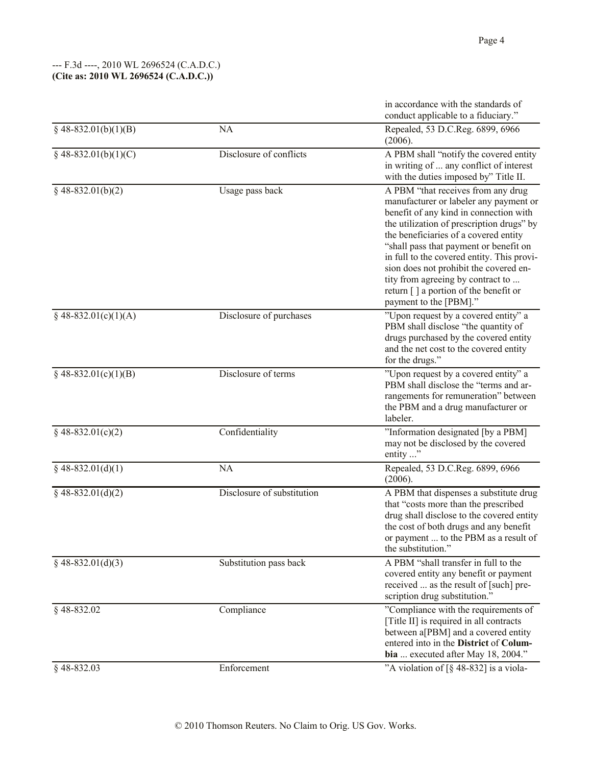| | | in accordance with the standards of conduct applicable to a fiduciary." |
|---|---|---|
| § 48-832.01(b)(1)(B) | NA | Repealed, 53 D.C.Reg. 6899, 6966 (2006). |
| § 48-832.01(b)(1)(C) | Disclosure of conflicts | A PBM shall "notify the covered entity in writing of ... any conflict of interest with the duties imposed by" Title II. |
| § 48-832.01(b)(2) | Usage pass back | A PBM "that receives from any drug manufacturer or labeler any payment or benefit of any kind in connection with the utilization of prescription drugs" by the beneficiaries of a covered entity "shall pass that payment or benefit on in full to the covered entity. This provision does not prohibit the covered entity from agreeing by contract to ... return [ ] a portion of the benefit or payment to the [PBM]." |
| § 48-832.01(c)(1)(A) | Disclosure of purchases | "Upon request by a covered entity" a PBM shall disclose "the quantity of drugs purchased by the covered entity and the net cost to the covered entity for the drugs." |
| § 48-832.01(c)(1)(B) | Disclosure of terms | "Upon request by a covered entity" a PBM shall disclose the "terms and arrangements for remuneration" between the PBM and a drug manufacturer or labeler. |
| § 48-832.01(c)(2) | Confidentiality | "Information designated [by a PBM] may not be disclosed by the covered entity ..." |
| § 48-832.01(d)(1) | NA | Repealed, 53 D.C.Reg. 6899, 6966 (2006). |
| § 48-832.01(d)(2) | Disclosure of substitution | A PBM that dispenses a substitute drug that "costs more than the prescribed drug shall disclose to the covered entity the cost of both drugs and any benefit or payment ... to the PBM as a result of the substitution." |
| § 48-832.01(d)(3) | Substitution pass back | A PBM "shall transfer in full to the covered entity any benefit or payment received ... as the result of [such] prescription drug substitution." |
| § 48-832.02 | Compliance | "Compliance with the requirements of [Title II] is required in all contracts between a[PBM] and a covered entity entered into in the **District** of **Columbia** ... executed after May 18, 2004." |
| § 48-832.03 | Enforcement | "A violation of [§ 48-832] is a viola- |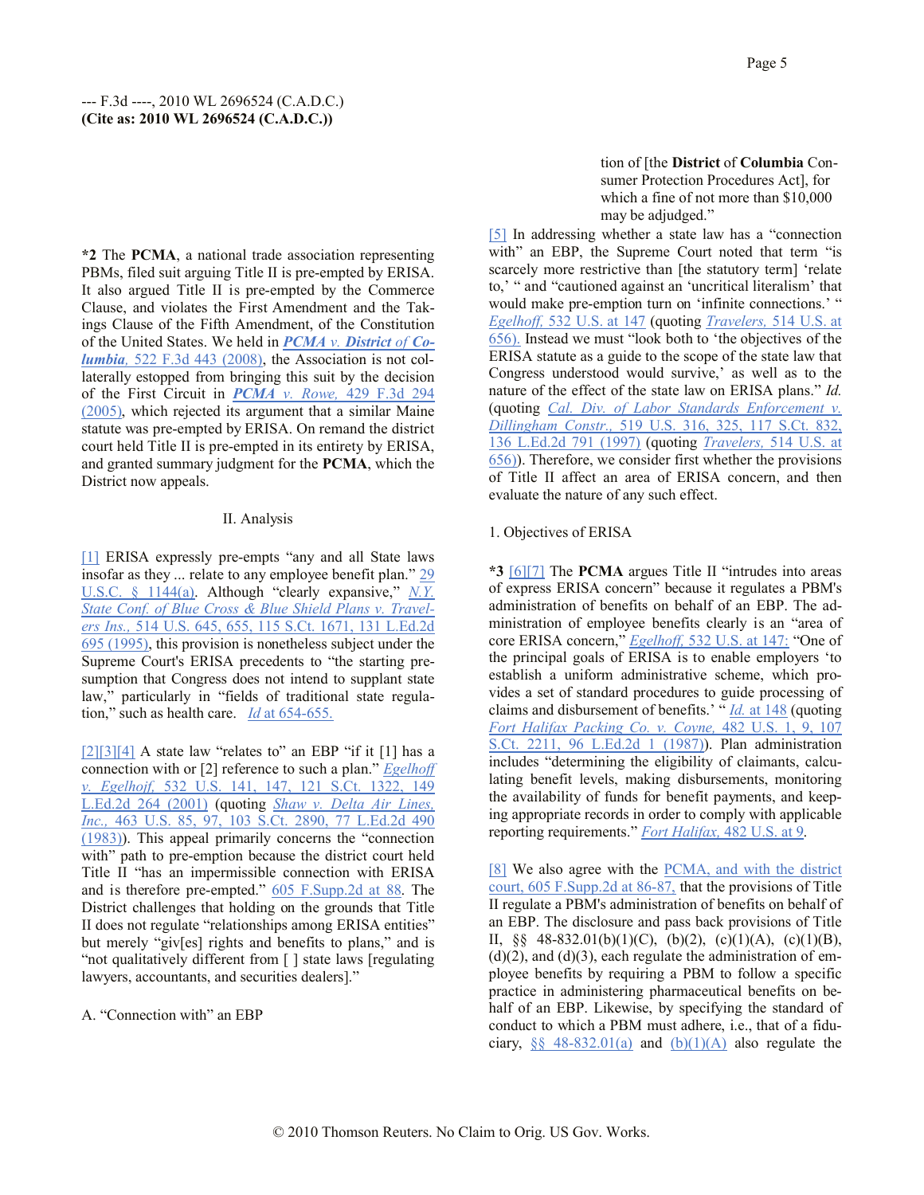*2 The **PCMA**, a national trade association representing PBMs, filed suit arguing Title II is pre-empted by ERISA. It also argued Title II is pre-empted by the Commerce Clause, and violates the First Amendment and the Takings Clause of the Fifth Amendment, of the Constitution of the United States. We held in ***PCMA v. District of Columbia***, 522 F.3d 443 (2008), the Association is not collaterally estopped from bringing this suit by the decision of the First Circuit in ***PCMA v. Rowe***, 429 F.3d 294 (2005), which rejected its argument that a similar Maine statute was pre-empted by ERISA. On remand the district court held Title II is pre-empted in its entirety by ERISA, and granted summary judgment for the **PCMA**, which the District now appeals.

## II. Analysis

[1] ERISA expressly pre-empts "any and all State laws insofar as they ... relate to any employee benefit plan." 29 U.S.C. § 1144(a). Although "clearly expansive," *N.Y. State Conf. of Blue Cross & Blue Shield Plans v. Travelers Ins.,* 514 U.S. 645, 655, 115 S.Ct. 1671, 131 L.Ed.2d 695 (1995), this provision is nonetheless subject under the Supreme Court's ERISA precedents to "the starting presumption that Congress does not intend to supplant state law," particularly in "fields of traditional state regulation," such as health care. *Id* at 654-655.

[2][3][4] A state law "relates to" an EBP "if it [1] has a connection with or [2] reference to such a plan." *Egelhoff v. Egelhoff,* 532 U.S. 141, 147, 121 S.Ct. 1322, 149 L.Ed.2d 264 (2001) (quoting *Shaw v. Delta Air Lines, Inc.,* 463 U.S. 85, 97, 103 S.Ct. 2890, 77 L.Ed.2d 490 (1983)). This appeal primarily concerns the "connection with" path to pre-emption because the district court held Title II "has an impermissible connection with ERISA and is therefore pre-empted." 605 F.Supp.2d at 88. The District challenges that holding on the grounds that Title II does not regulate "relationships among ERISA entities" but merely "giv[es] rights and benefits to plans," and is "not qualitatively different from [ ] state laws [regulating lawyers, accountants, and securities dealers]."

### A. "Connection with" an EBP

> tion of [the **District** of **Columbia** Consumer Protection Procedures Act], for which a fine of not more than $10,000 may be adjudged."

[5] In addressing whether a state law has a "connection with" an EBP, the Supreme Court noted that term "is scarcely more restrictive than [the statutory term] 'relate to,' " and "cautioned against an 'uncritical literalism' that would make pre-emption turn on 'infinite connections.' " *Egelhoff,* 532 U.S. at 147 (quoting *Travelers,* 514 U.S. at 656). Instead we must "look both to 'the objectives of the ERISA statute as a guide to the scope of the state law that Congress understood would survive,' as well as to the nature of the effect of the state law on ERISA plans." *Id.* (quoting *Cal. Div. of Labor Standards Enforcement v. Dillingham Constr.,* 519 U.S. 316, 325, 117 S.Ct. 832, 136 L.Ed.2d 791 (1997) (quoting *Travelers,* 514 U.S. at 656)). Therefore, we consider first whether the provisions of Title II affect an area of ERISA concern, and then evaluate the nature of any such effect.

#### 1. Objectives of ERISA

*3 [6][7] The **PCMA** argues Title II "intrudes into areas of express ERISA concern" because it regulates a PBM's administration of benefits on behalf of an EBP. The administration of employee benefits clearly is an "area of core ERISA concern," *Egelhoff,* 532 U.S. at 147: "One of the principal goals of ERISA is to enable employers 'to establish a uniform administrative scheme, which provides a set of standard procedures to guide processing of claims and disbursement of benefits.' " *Id.* at 148 (quoting *Fort Halifax Packing Co. v. Coyne,* 482 U.S. 1, 9, 107 S.Ct. 2211, 96 L.Ed.2d 1 (1987)). Plan administration includes "determining the eligibility of claimants, calculating benefit levels, making disbursements, monitoring the availability of funds for benefit payments, and keeping appropriate records in order to comply with applicable reporting requirements." *Fort Halifax,* 482 U.S. at 9.

[8] We also agree with the PCMA, and with the district court, 605 F.Supp.2d at 86-87, that the provisions of Title II regulate a PBM's administration of benefits on behalf of an EBP. The disclosure and pass back provisions of Title II, §§ 48-832.01(b)(1)(C), (b)(2), (c)(1)(A), (c)(1)(B), (d)(2), and (d)(3), each regulate the administration of employee benefits by requiring a PBM to follow a specific practice in administering pharmaceutical benefits on behalf of an EBP. Likewise, by specifying the standard of conduct to which a PBM must adhere, i.e., that of a fiduciary, §§ 48-832.01(a) and (b)(1)(A) also regulate the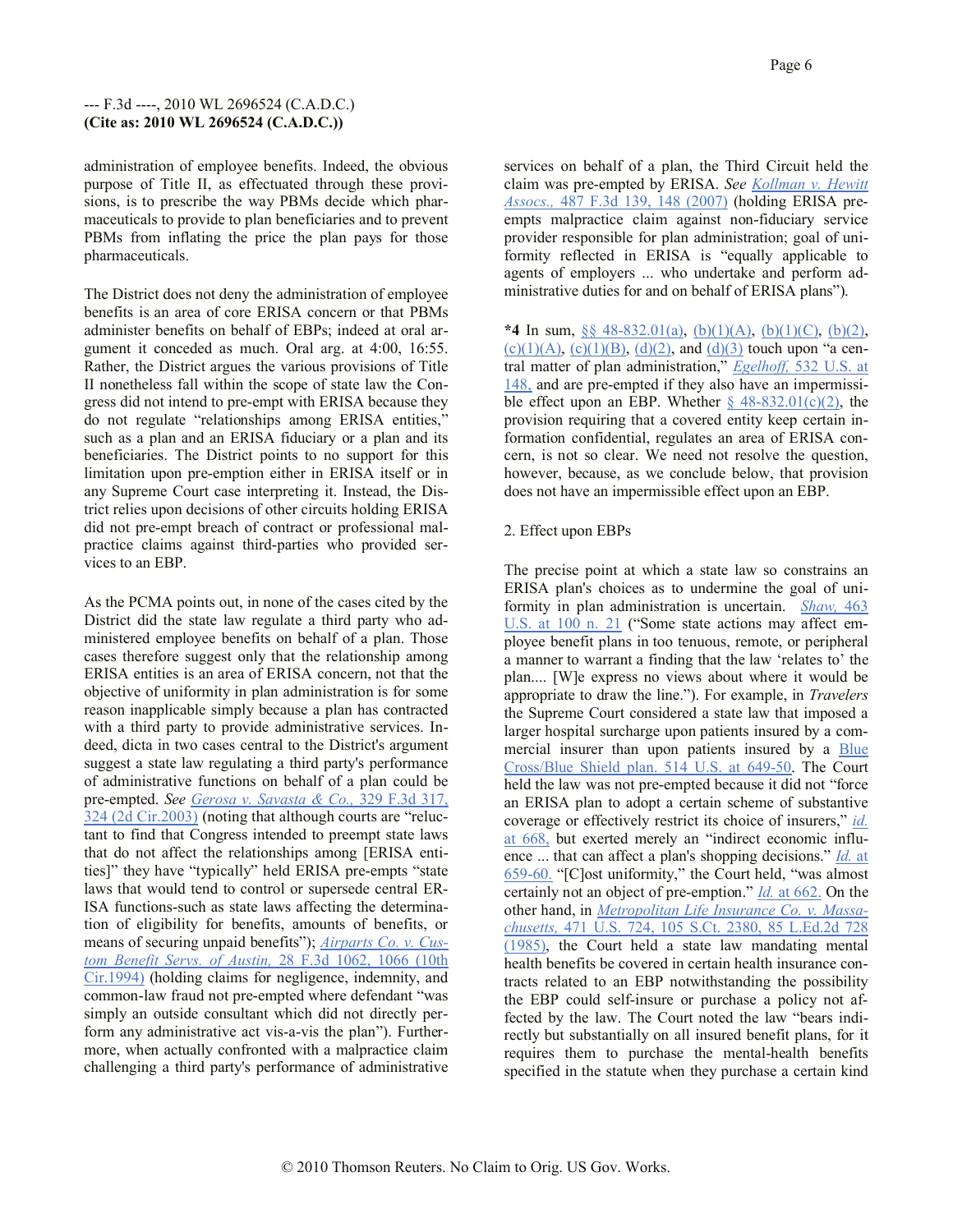administration of employee benefits. Indeed, the obvious purpose of Title II, as effectuated through these provisions, is to prescribe the way PBMs decide which pharmaceuticals to provide to plan beneficiaries and to prevent PBMs from inflating the price the plan pays for those pharmaceuticals.

The District does not deny the administration of employee benefits is an area of core ERISA concern or that PBMs administer benefits on behalf of EBPs; indeed at oral argument it conceded as much. Oral arg. at 4:00, 16:55. Rather, the District argues the various provisions of Title II nonetheless fall within the scope of state law the Congress did not intend to pre-empt with ERISA because they do not regulate "relationships among ERISA entities," such as a plan and an ERISA fiduciary or a plan and its beneficiaries. The District points to no support for this limitation upon pre-emption either in ERISA itself or in any Supreme Court case interpreting it. Instead, the District relies upon decisions of other circuits holding ERISA did not pre-empt breach of contract or professional malpractice claims against third-parties who provided services to an EBP.

As the PCMA points out, in none of the cases cited by the District did the state law regulate a third party who administered employee benefits on behalf of a plan. Those cases therefore suggest only that the relationship among ERISA entities is an area of ERISA concern, not that the objective of uniformity in plan administration is for some reason inapplicable simply because a plan has contracted with a third party to provide administrative services. Indeed, dicta in two cases central to the District's argument suggest a state law regulating a third party's performance of administrative functions on behalf of a plan could be pre-empted. *See* *Gerosa v. Savasta & Co.,* 329 F.3d 317, 324 (2d Cir.2003) (noting that although courts are "reluctant to find that Congress intended to preempt state laws that do not affect the relationships among [ERISA entities]" they have "typically" held ERISA pre-empts "state laws that would tend to control or supersede central ERISA functions-such as state laws affecting the determination of eligibility for benefits, amounts of benefits, or means of securing unpaid benefits"); *Airparts Co. v. Custom Benefit Servs. of Austin,* 28 F.3d 1062, 1066 (10th Cir.1994) (holding claims for negligence, indemnity, and common-law fraud not pre-empted where defendant "was simply an outside consultant which did not directly perform any administrative act vis-a-vis the plan"). Furthermore, when actually confronted with a malpractice claim challenging a third party's performance of administrative services on behalf of a plan, the Third Circuit held the claim was pre-empted by ERISA. *See* *Kollman v. Hewitt Assocs.,* 487 F.3d 139, 148 (2007) (holding ERISA pre-empts malpractice claim against non-fiduciary service provider responsible for plan administration; goal of uniformity reflected in ERISA is "equally applicable to agents of employers ... who undertake and perform administrative duties for and on behalf of ERISA plans").

**\*4** In sum, §§ 48-832.01(a), (b)(1)(A), (b)(1)(C), (b)(2), (c)(1)(A), (c)(1)(B), (d)(2), and (d)(3) touch upon "a central matter of plan administration," *Egelhoff,* 532 U.S. at 148, and are pre-empted if they also have an impermissible effect upon an EBP. Whether § 48-832.01(c)(2), the provision requiring that a covered entity keep certain information confidential, regulates an area of ERISA concern, is not so clear. We need not resolve the question, however, because, as we conclude below, that provision does not have an impermissible effect upon an EBP.

2. Effect upon EBPs

The precise point at which a state law so constrains an ERISA plan's choices as to undermine the goal of uniformity in plan administration is uncertain. *Shaw,* 463 U.S. at 100 n. 21 ("Some state actions may affect employee benefit plans in too tenuous, remote, or peripheral a manner to warrant a finding that the law 'relates to' the plan.... [W]e express no views about where it would be appropriate to draw the line."). For example, in *Travelers* the Supreme Court considered a state law that imposed a larger hospital surcharge upon patients insured by a commercial insurer than upon patients insured by a Blue Cross/Blue Shield plan. 514 U.S. at 649-50. The Court held the law was not pre-empted because it did not "force an ERISA plan to adopt a certain scheme of substantive coverage or effectively restrict its choice of insurers," *id.* at 668, but exerted merely an "indirect economic influence ... that can affect a plan's shopping decisions." *Id.* at 659-60. "[C]ost uniformity," the Court held, "was almost certainly not an object of pre-emption." *Id.* at 662. On the other hand, in *Metropolitan Life Insurance Co. v. Massachusetts,* 471 U.S. 724, 105 S.Ct. 2380, 85 L.Ed.2d 728 (1985), the Court held a state law mandating mental health benefits be covered in certain health insurance contracts related to an EBP notwithstanding the possibility the EBP could self-insure or purchase a policy not affected by the law. The Court noted the law "bears indirectly but substantially on all insured benefit plans, for it requires them to purchase the mental-health benefits specified in the statute when they purchase a certain kind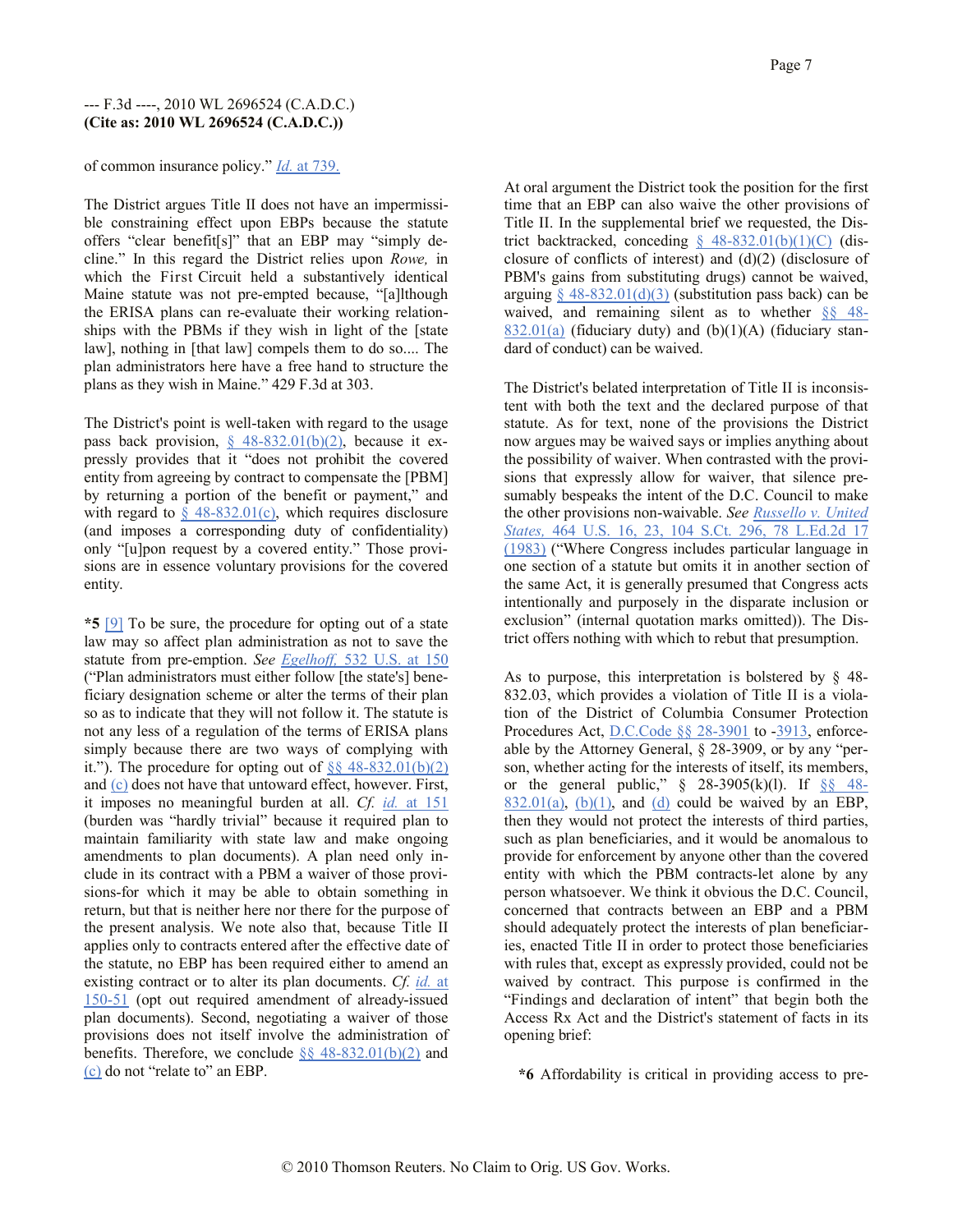of common insurance policy." *Id.* at 739.

The District argues Title II does not have an impermissible constraining effect upon EBPs because the statute offers "clear benefit[s]" that an EBP may "simply decline." In this regard the District relies upon *Rowe,* in which the First Circuit held a substantively identical Maine statute was not pre-empted because, "[a]lthough the ERISA plans can re-evaluate their working relationships with the PBMs if they wish in light of the [state law], nothing in [that law] compels them to do so.... The plan administrators here have a free hand to structure the plans as they wish in Maine." 429 F.3d at 303.

The District's point is well-taken with regard to the usage pass back provision, § 48-832.01(b)(2), because it expressly provides that it "does not prohibit the covered entity from agreeing by contract to compensate the [PBM] by returning a portion of the benefit or payment," and with regard to § 48-832.01(c), which requires disclosure (and imposes a corresponding duty of confidentiality) only "[u]pon request by a covered entity." Those provisions are in essence voluntary provisions for the covered entity.

**\*5** [9] To be sure, the procedure for opting out of a state law may so affect plan administration as not to save the statute from pre-emption. *See Egelhoff,* 532 U.S. at 150 ("Plan administrators must either follow [the state's] beneficiary designation scheme or alter the terms of their plan so as to indicate that they will not follow it. The statute is not any less of a regulation of the terms of ERISA plans simply because there are two ways of complying with it."). The procedure for opting out of §§ 48-832.01(b)(2) and (c) does not have that untoward effect, however. First, it imposes no meaningful burden at all. *Cf. id.* at 151 (burden was "hardly trivial" because it required plan to maintain familiarity with state law and make ongoing amendments to plan documents). A plan need only include in its contract with a PBM a waiver of those provisions-for which it may be able to obtain something in return, but that is neither here nor there for the purpose of the present analysis. We note also that, because Title II applies only to contracts entered after the effective date of the statute, no EBP has been required either to amend an existing contract or to alter its plan documents. *Cf. id.* at 150-51 (opt out required amendment of already-issued plan documents). Second, negotiating a waiver of those provisions does not itself involve the administration of benefits. Therefore, we conclude §§ 48-832.01(b)(2) and (c) do not "relate to" an EBP.

At oral argument the District took the position for the first time that an EBP can also waive the other provisions of Title II. In the supplemental brief we requested, the District backtracked, conceding § 48-832.01(b)(1)(C) (disclosure of conflicts of interest) and (d)(2) (disclosure of PBM's gains from substituting drugs) cannot be waived, arguing § 48-832.01(d)(3) (substitution pass back) can be waived, and remaining silent as to whether §§ 48-832.01(a) (fiduciary duty) and (b)(1)(A) (fiduciary standard of conduct) can be waived.

The District's belated interpretation of Title II is inconsistent with both the text and the declared purpose of that statute. As for text, none of the provisions the District now argues may be waived says or implies anything about the possibility of waiver. When contrasted with the provisions that expressly allow for waiver, that silence presumably bespeaks the intent of the D.C. Council to make the other provisions non-waivable. *See Russello v. United States,* 464 U.S. 16, 23, 104 S.Ct. 296, 78 L.Ed.2d 17 (1983) ("Where Congress includes particular language in one section of a statute but omits it in another section of the same Act, it is generally presumed that Congress acts intentionally and purposely in the disparate inclusion or exclusion" (internal quotation marks omitted)). The District offers nothing with which to rebut that presumption.

As to purpose, this interpretation is bolstered by § 48-832.03, which provides a violation of Title II is a violation of the District of Columbia Consumer Protection Procedures Act, D.C.Code §§ 28-3901 to -3913, enforceable by the Attorney General, § 28-3909, or by any "person, whether acting for the interests of itself, its members, or the general public," § 28-3905(k)(l). If §§ 48-832.01(a), (b)(1), and (d) could be waived by an EBP, then they would not protect the interests of third parties, such as plan beneficiaries, and it would be anomalous to provide for enforcement by anyone other than the covered entity with which the PBM contracts-let alone by any person whatsoever. We think it obvious the D.C. Council, concerned that contracts between an EBP and a PBM should adequately protect the interests of plan beneficiaries, enacted Title II in order to protect those beneficiaries with rules that, except as expressly provided, could not be waived by contract. This purpose is confirmed in the "Findings and declaration of intent" that begin both the Access Rx Act and the District's statement of facts in its opening brief:

> **\*6** Affordability is critical in providing access to pre-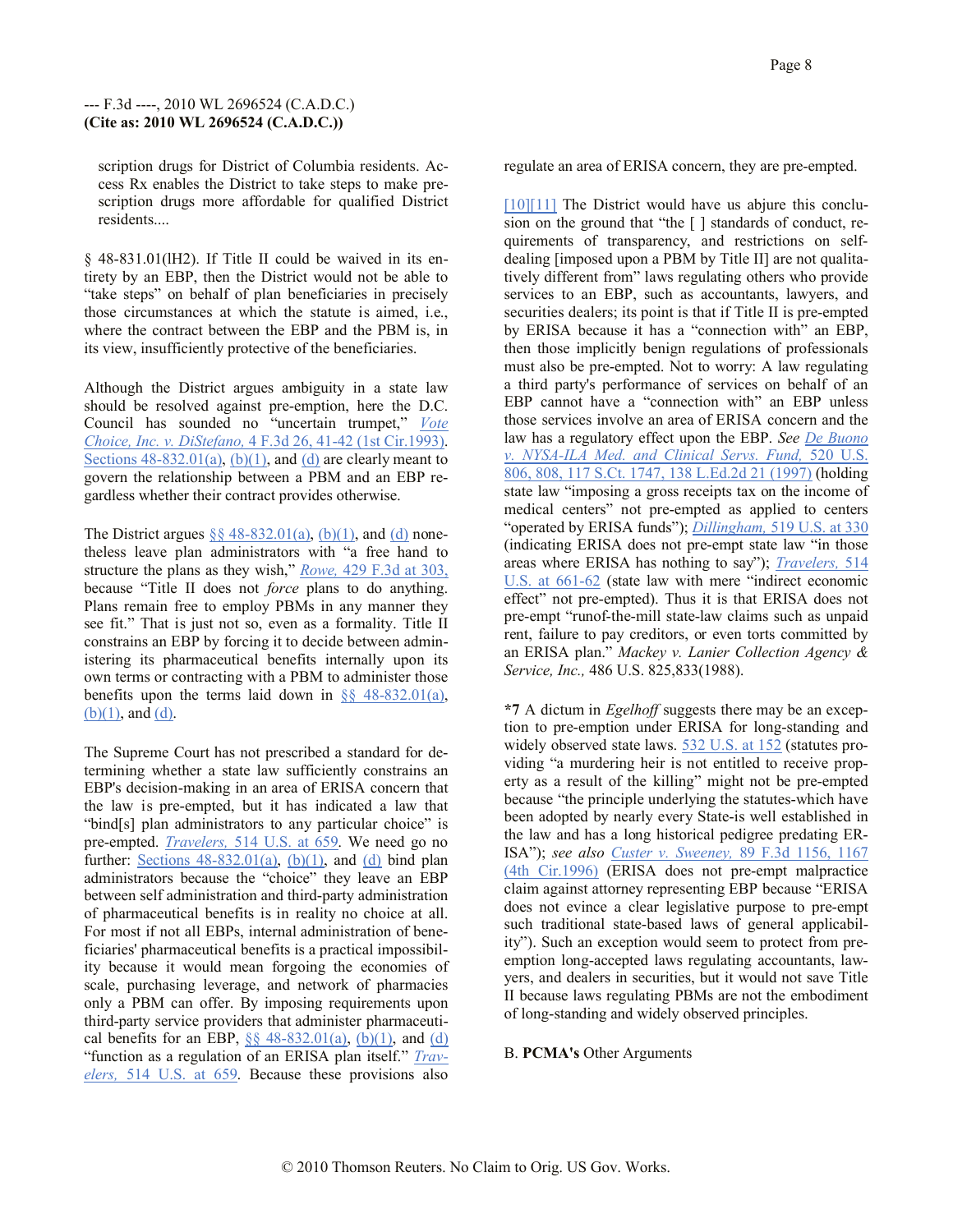scription drugs for District of Columbia residents. Access Rx enables the District to take steps to make prescription drugs more affordable for qualified District residents....

§ 48-831.01(lH2). If Title II could be waived in its entirety by an EBP, then the District would not be able to "take steps" on behalf of plan beneficiaries in precisely those circumstances at which the statute is aimed, i.e., where the contract between the EBP and the PBM is, in its view, insufficiently protective of the beneficiaries.

Although the District argues ambiguity in a state law should be resolved against pre-emption, here the D.C. Council has sounded no "uncertain trumpet," *Vote Choice, Inc. v. DiStefano,* 4 F.3d 26, 41-42 (1st Cir.1993). Sections 48-832.01(a), (b)(1), and (d) are clearly meant to govern the relationship between a PBM and an EBP regardless whether their contract provides otherwise.

The District argues §§ 48-832.01(a), (b)(1), and (d) nonetheless leave plan administrators with "a free hand to structure the plans as they wish," *Rowe,* 429 F.3d at 303, because "Title II does not *force* plans to do anything. Plans remain free to employ PBMs in any manner they see fit." That is just not so, even as a formality. Title II constrains an EBP by forcing it to decide between administering its pharmaceutical benefits internally upon its own terms or contracting with a PBM to administer those benefits upon the terms laid down in §§ 48-832.01(a), (b)(1), and (d).

The Supreme Court has not prescribed a standard for determining whether a state law sufficiently constrains an EBP's decision-making in an area of ERISA concern that the law is pre-empted, but it has indicated a law that "bind[s] plan administrators to any particular choice" is pre-empted. *Travelers,* 514 U.S. at 659. We need go no further: Sections 48-832.01(a), (b)(1), and (d) bind plan administrators because the "choice" they leave an EBP between self administration and third-party administration of pharmaceutical benefits is in reality no choice at all. For most if not all EBPs, internal administration of beneficiaries' pharmaceutical benefits is a practical impossibility because it would mean forgoing the economies of scale, purchasing leverage, and network of pharmacies only a PBM can offer. By imposing requirements upon third-party service providers that administer pharmaceutical benefits for an EBP, §§ 48-832.01(a), (b)(1), and (d) "function as a regulation of an ERISA plan itself." *Travelers,* 514 U.S. at 659. Because these provisions also regulate an area of ERISA concern, they are pre-empted.

[10][11] The District would have us abjure this conclusion on the ground that "the [ ] standards of conduct, requirements of transparency, and restrictions on self-dealing [imposed upon a PBM by Title II] are not qualitatively different from" laws regulating others who provide services to an EBP, such as accountants, lawyers, and securities dealers; its point is that if Title II is pre-empted by ERISA because it has a "connection with" an EBP, then those implicitly benign regulations of professionals must also be pre-empted. Not to worry: A law regulating a third party's performance of services on behalf of an EBP cannot have a "connection with" an EBP unless those services involve an area of ERISA concern and the law has a regulatory effect upon the EBP. *See De Buono v. NYSA-ILA Med. and Clinical Servs. Fund,* 520 U.S. 806, 808, 117 S.Ct. 1747, 138 L.Ed.2d 21 (1997) (holding state law "imposing a gross receipts tax on the income of medical centers" not pre-empted as applied to centers "operated by ERISA funds"); *Dillingham,* 519 U.S. at 330 (indicating ERISA does not pre-empt state law "in those areas where ERISA has nothing to say"); *Travelers,* 514 U.S. at 661-62 (state law with mere "indirect economic effect" not pre-empted). Thus it is that ERISA does not pre-empt "runof-the-mill state-law claims such as unpaid rent, failure to pay creditors, or even torts committed by an ERISA plan." *Mackey v. Lanier Collection Agency & Service, Inc.,* 486 U.S. 825,833(1988).

**\*7** A dictum in *Egelhoff* suggests there may be an exception to pre-emption under ERISA for long-standing and widely observed state laws. 532 U.S. at 152 (statutes providing "a murdering heir is not entitled to receive property as a result of the killing" might not be pre-empted because "the principle underlying the statutes-which have been adopted by nearly every State-is well established in the law and has a long historical pedigree predating ERISA"); *see also Custer v. Sweeney,* 89 F.3d 1156, 1167 (4th Cir.1996) (ERISA does not pre-empt malpractice claim against attorney representing EBP because "ERISA does not evince a clear legislative purpose to pre-empt such traditional state-based laws of general applicability"). Such an exception would seem to protect from pre-emption long-accepted laws regulating accountants, lawyers, and dealers in securities, but it would not save Title II because laws regulating PBMs are not the embodiment of long-standing and widely observed principles.

B. **PCMA's** Other Arguments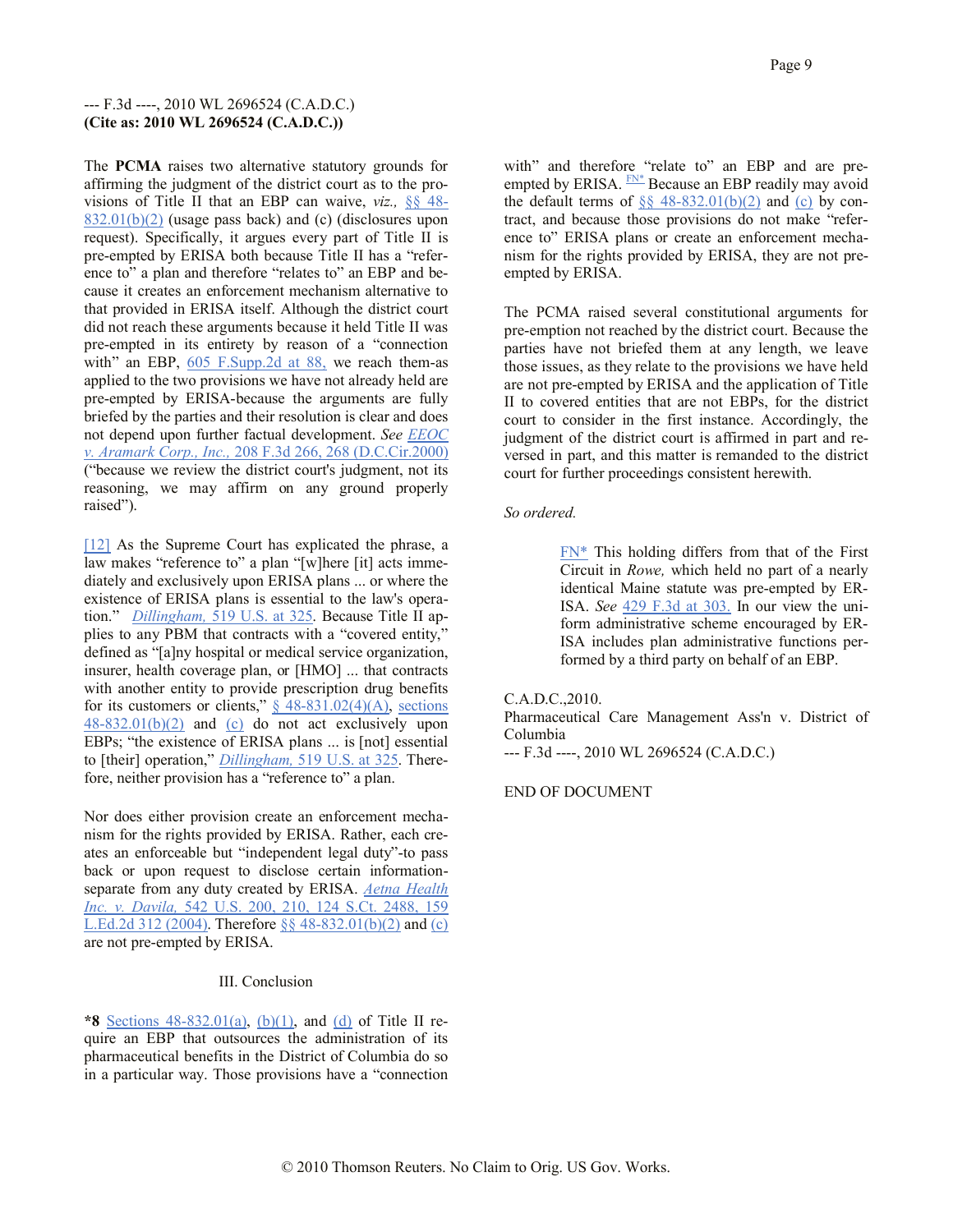The **PCMA** raises two alternative statutory grounds for affirming the judgment of the district court as to the provisions of Title II that an EBP can waive, *viz.,* §§ 48-832.01(b)(2) (usage pass back) and (c) (disclosures upon request). Specifically, it argues every part of Title II is pre-empted by ERISA both because Title II has a "reference to" a plan and therefore "relates to" an EBP and because it creates an enforcement mechanism alternative to that provided in ERISA itself. Although the district court did not reach these arguments because it held Title II was pre-empted in its entirety by reason of a "connection with" an EBP, 605 F.Supp.2d at 88, we reach them-as applied to the two provisions we have not already held are pre-empted by ERISA-because the arguments are fully briefed by the parties and their resolution is clear and does not depend upon further factual development. *See EEOC v. Aramark Corp., Inc.,* 208 F.3d 266, 268 (D.C.Cir.2000) ("because we review the district court's judgment, not its reasoning, we may affirm on any ground properly raised").

[12] As the Supreme Court has explicated the phrase, a law makes "reference to" a plan "[w]here [it] acts immediately and exclusively upon ERISA plans ... or where the existence of ERISA plans is essential to the law's operation." *Dillingham,* 519 U.S. at 325. Because Title II applies to any PBM that contracts with a "covered entity," defined as "[a]ny hospital or medical service organization, insurer, health coverage plan, or [HMO] ... that contracts with another entity to provide prescription drug benefits for its customers or clients," § 48-831.02(4)(A), sections 48-832.01(b)(2) and (c) do not act exclusively upon EBPs; "the existence of ERISA plans ... is [not] essential to [their] operation," *Dillingham,* 519 U.S. at 325. Therefore, neither provision has a "reference to" a plan.

Nor does either provision create an enforcement mechanism for the rights provided by ERISA. Rather, each creates an enforceable but "independent legal duty"-to pass back or upon request to disclose certain information-separate from any duty created by ERISA. *Aetna Health Inc. v. Davila,* 542 U.S. 200, 210, 124 S.Ct. 2488, 159 L.Ed.2d 312 (2004). Therefore §§ 48-832.01(b)(2) and (c) are not pre-empted by ERISA.

## III. Conclusion

**\*8** Sections 48-832.01(a), (b)(1), and (d) of Title II require an EBP that outsources the administration of its pharmaceutical benefits in the District of Columbia do so in a particular way. Those provisions have a "connection with" and therefore "relate to" an EBP and are pre-empted by ERISA. [FN*] Because an EBP readily may avoid the default terms of §§ 48-832.01(b)(2) and (c) by contract, and because those provisions do not make "reference to" ERISA plans or create an enforcement mechanism for the rights provided by ERISA, they are not pre-empted by ERISA.

The PCMA raised several constitutional arguments for pre-emption not reached by the district court. Because the parties have not briefed them at any length, we leave those issues, as they relate to the provisions we have held are not pre-empted by ERISA and the application of Title II to covered entities that are not EBPs, for the district court to consider in the first instance. Accordingly, the judgment of the district court is affirmed in part and reversed in part, and this matter is remanded to the district court for further proceedings consistent herewith.

*So ordered.*

> FN\* This holding differs from that of the First Circuit in *Rowe,* which held no part of a nearly identical Maine statute was pre-empted by ERISA. *See* 429 F.3d at 303. In our view the uniform administrative scheme encouraged by ERISA includes plan administrative functions performed by a third party on behalf of an EBP.

C.A.D.C.,2010.
Pharmaceutical Care Management Ass'n v. District of Columbia
--- F.3d ----, 2010 WL 2696524 (C.A.D.C.)

END OF DOCUMENT